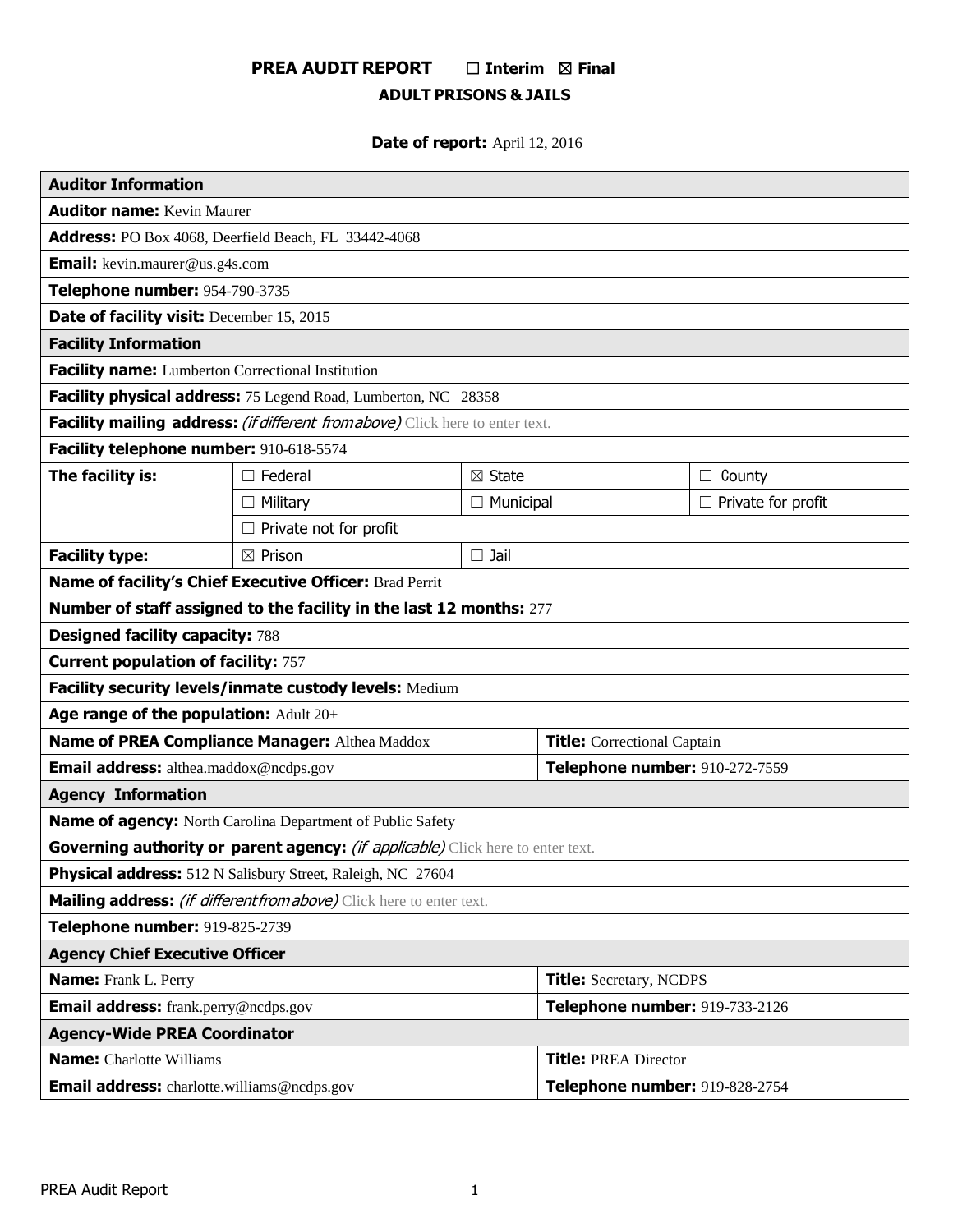# PREA AUDIT REPORT ☐ Interim ☒ Final

## ADULT PRISONS & JAILS

**Date of report:** April 12, 2016

| **Auditor Information** | | | |
|---|---|---|---|
| **Auditor name:** Kevin Maurer | | | |
| **Address:** PO Box 4068, Deerfield Beach, FL 33442-4068 | | | |
| **Email:** kevin.maurer@us.g4s.com | | | |
| **Telephone number:** 954-790-3735 | | | |
| **Date of facility visit:** December 15, 2015 | | | |
| **Facility Information** | | | |
| **Facility name:** Lumberton Correctional Institution | | | |
| **Facility physical address:** 75 Legend Road, Lumberton, NC 28358 | | | |
| **Facility mailing address:** *(if different from above)* Click here to enter text. | | | |
| **Facility telephone number:** 910-618-5574 | | | |
| **The facility is:** | ☐ Federal | ☒ State | ☐ County |
| | ☐ Military | ☐ Municipal | ☐ Private for profit |
| | ☐ Private not for profit | | |
| **Facility type:** | ☒ Prison | ☐ Jail | |
| **Name of facility's Chief Executive Officer:** Brad Perrit | | | |
| **Number of staff assigned to the facility in the last 12 months:** 277 | | | |
| **Designed facility capacity:** 788 | | | |
| **Current population of facility:** 757 | | | |
| **Facility security levels/inmate custody levels:** Medium | | | |
| **Age range of the population:** Adult 20+ | | | |
| **Name of PREA Compliance Manager:** Althea Maddox | | **Title:** Correctional Captain | |
| **Email address:** althea.maddox@ncdps.gov | | **Telephone number:** 910-272-7559 | |
| **Agency Information** | | | |
| **Name of agency:** North Carolina Department of Public Safety | | | |
| **Governing authority or parent agency:** *(if applicable)* Click here to enter text. | | | |
| **Physical address:** 512 N Salisbury Street, Raleigh, NC 27604 | | | |
| **Mailing address:** *(if different from above)* Click here to enter text. | | | |
| **Telephone number:** 919-825-2739 | | | |
| **Agency Chief Executive Officer** | | | |
| **Name:** Frank L. Perry | | **Title:** Secretary, NCDPS | |
| **Email address:** frank.perry@ncdps.gov | | **Telephone number:** 919-733-2126 | |
| **Agency-Wide PREA Coordinator** | | | |
| **Name:** Charlotte Williams | | **Title:** PREA Director | |
| **Email address:** charlotte.williams@ncdps.gov | | **Telephone number:** 919-828-2754 | |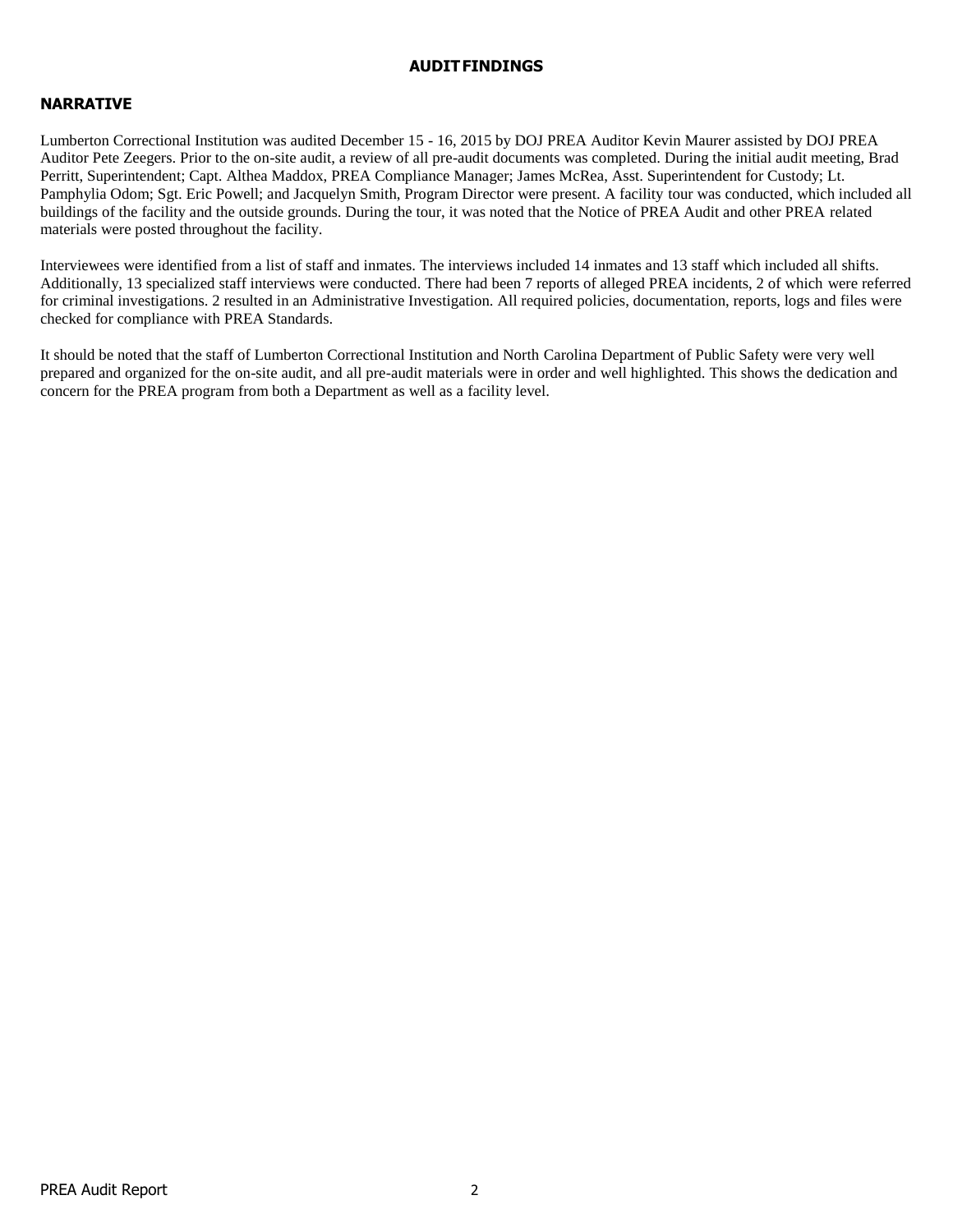# AUDIT FINDINGS

## NARRATIVE

Lumberton Correctional Institution was audited December 15 - 16, 2015 by DOJ PREA Auditor Kevin Maurer assisted by DOJ PREA Auditor Pete Zeegers. Prior to the on-site audit, a review of all pre-audit documents was completed. During the initial audit meeting, Brad Perritt, Superintendent; Capt. Althea Maddox, PREA Compliance Manager; James McRea, Asst. Superintendent for Custody; Lt. Pamphylia Odom; Sgt. Eric Powell; and Jacquelyn Smith, Program Director were present. A facility tour was conducted, which included all buildings of the facility and the outside grounds. During the tour, it was noted that the Notice of PREA Audit and other PREA related materials were posted throughout the facility.

Interviewees were identified from a list of staff and inmates. The interviews included 14 inmates and 13 staff which included all shifts. Additionally, 13 specialized staff interviews were conducted. There had been 7 reports of alleged PREA incidents, 2 of which were referred for criminal investigations. 2 resulted in an Administrative Investigation. All required policies, documentation, reports, logs and files were checked for compliance with PREA Standards.

It should be noted that the staff of Lumberton Correctional Institution and North Carolina Department of Public Safety were very well prepared and organized for the on-site audit, and all pre-audit materials were in order and well highlighted. This shows the dedication and concern for the PREA program from both a Department as well as a facility level.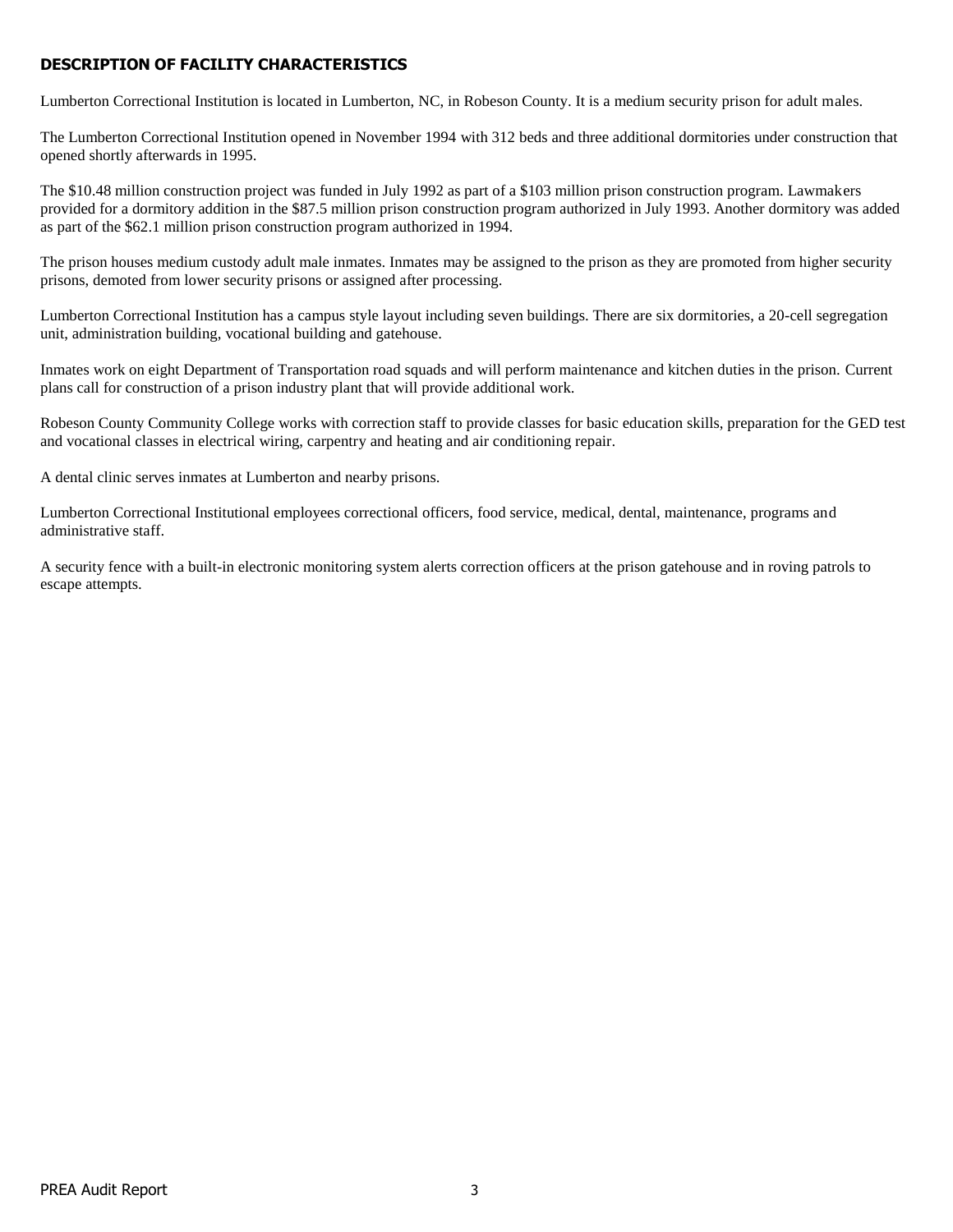## DESCRIPTION OF FACILITY CHARACTERISTICS

Lumberton Correctional Institution is located in Lumberton, NC, in Robeson County. It is a medium security prison for adult males.

The Lumberton Correctional Institution opened in November 1994 with 312 beds and three additional dormitories under construction that opened shortly afterwards in 1995.

The $10.48 million construction project was funded in July 1992 as part of a $103 million prison construction program. Lawmakers provided for a dormitory addition in the $87.5 million prison construction program authorized in July 1993. Another dormitory was added as part of the $62.1 million prison construction program authorized in 1994.

The prison houses medium custody adult male inmates. Inmates may be assigned to the prison as they are promoted from higher security prisons, demoted from lower security prisons or assigned after processing.

Lumberton Correctional Institution has a campus style layout including seven buildings. There are six dormitories, a 20-cell segregation unit, administration building, vocational building and gatehouse.

Inmates work on eight Department of Transportation road squads and will perform maintenance and kitchen duties in the prison. Current plans call for construction of a prison industry plant that will provide additional work.

Robeson County Community College works with correction staff to provide classes for basic education skills, preparation for the GED test and vocational classes in electrical wiring, carpentry and heating and air conditioning repair.

A dental clinic serves inmates at Lumberton and nearby prisons.

Lumberton Correctional Institutional employees correctional officers, food service, medical, dental, maintenance, programs and administrative staff.

A security fence with a built-in electronic monitoring system alerts correction officers at the prison gatehouse and in roving patrols to escape attempts.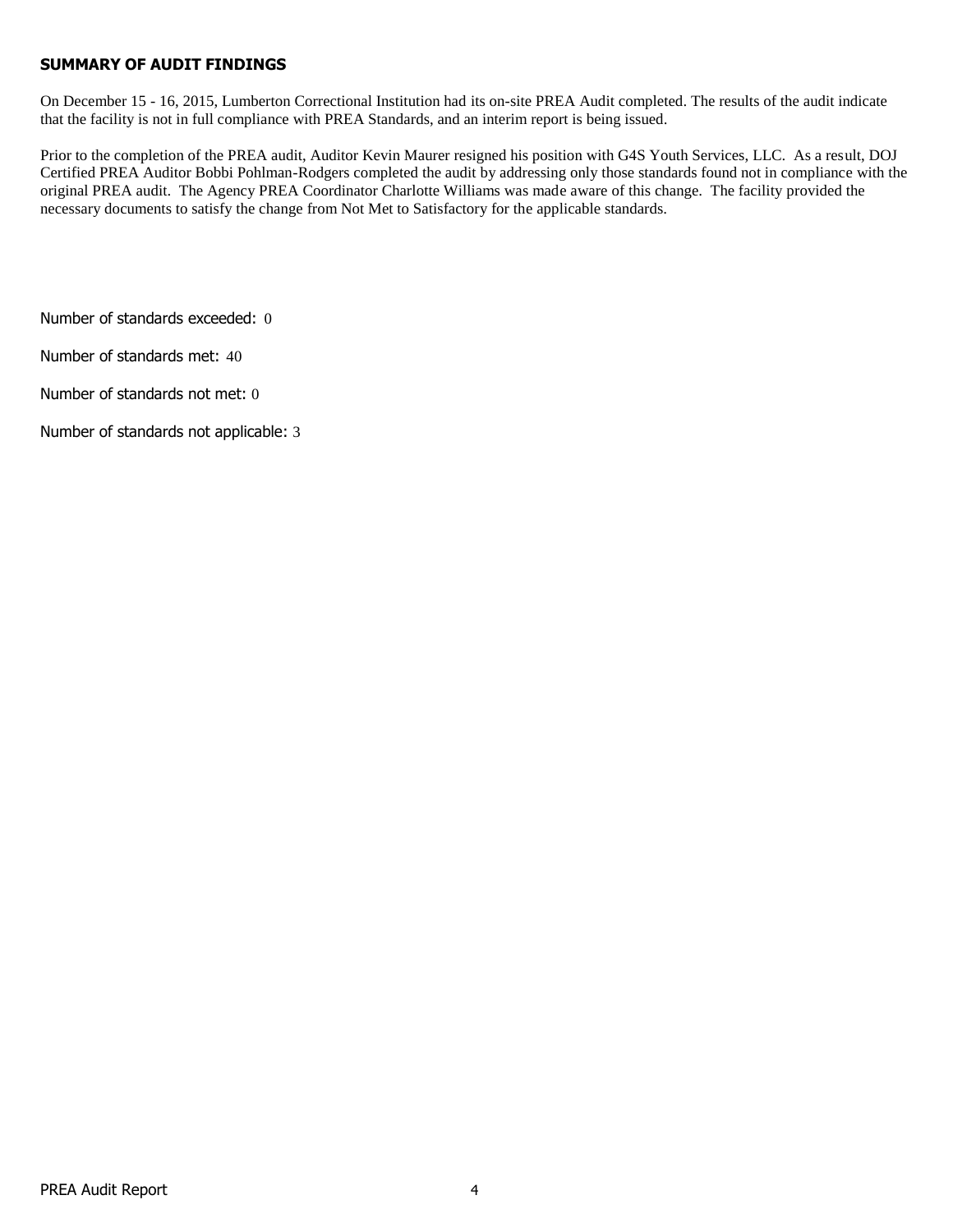## SUMMARY OF AUDIT FINDINGS

On December 15 - 16, 2015, Lumberton Correctional Institution had its on-site PREA Audit completed. The results of the audit indicate that the facility is not in full compliance with PREA Standards, and an interim report is being issued.

Prior to the completion of the PREA audit, Auditor Kevin Maurer resigned his position with G4S Youth Services, LLC. As a result, DOJ Certified PREA Auditor Bobbi Pohlman-Rodgers completed the audit by addressing only those standards found not in compliance with the original PREA audit. The Agency PREA Coordinator Charlotte Williams was made aware of this change. The facility provided the necessary documents to satisfy the change from Not Met to Satisfactory for the applicable standards.

Number of standards exceeded: 0

Number of standards met: 40

Number of standards not met: 0

Number of standards not applicable: 3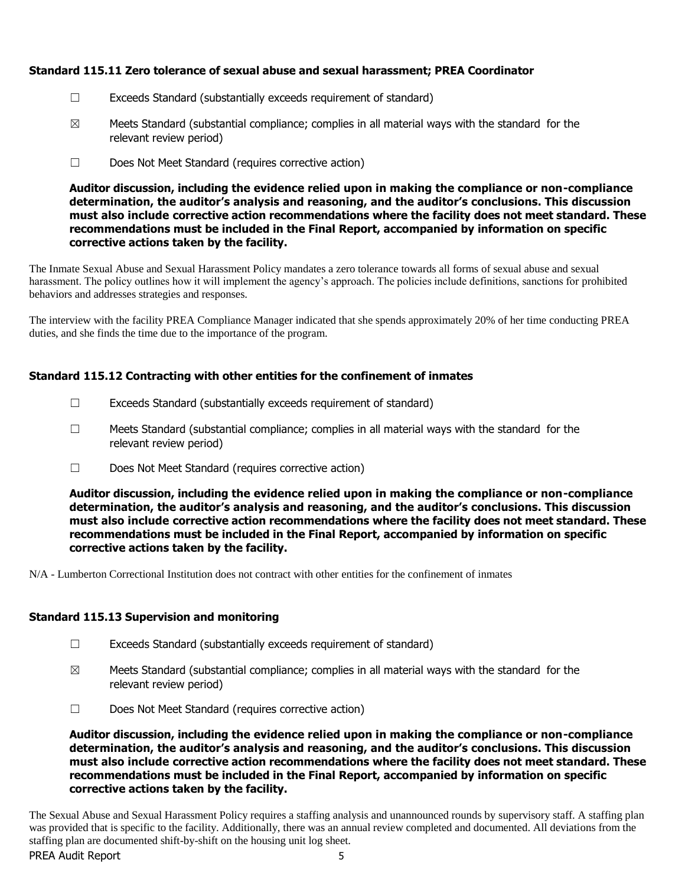### Standard 115.11 Zero tolerance of sexual abuse and sexual harassment; PREA Coordinator

☐ Exceeds Standard (substantially exceeds requirement of standard)

☒ Meets Standard (substantial compliance; complies in all material ways with the standard for the relevant review period)

☐ Does Not Meet Standard (requires corrective action)

**Auditor discussion, including the evidence relied upon in making the compliance or non-compliance determination, the auditor's analysis and reasoning, and the auditor's conclusions. This discussion must also include corrective action recommendations where the facility does not meet standard. These recommendations must be included in the Final Report, accompanied by information on specific corrective actions taken by the facility.**

The Inmate Sexual Abuse and Sexual Harassment Policy mandates a zero tolerance towards all forms of sexual abuse and sexual harassment. The policy outlines how it will implement the agency's approach. The policies include definitions, sanctions for prohibited behaviors and addresses strategies and responses.

The interview with the facility PREA Compliance Manager indicated that she spends approximately 20% of her time conducting PREA duties, and she finds the time due to the importance of the program.

### Standard 115.12 Contracting with other entities for the confinement of inmates

☐ Exceeds Standard (substantially exceeds requirement of standard)

☐ Meets Standard (substantial compliance; complies in all material ways with the standard for the relevant review period)

☐ Does Not Meet Standard (requires corrective action)

**Auditor discussion, including the evidence relied upon in making the compliance or non-compliance determination, the auditor's analysis and reasoning, and the auditor's conclusions. This discussion must also include corrective action recommendations where the facility does not meet standard. These recommendations must be included in the Final Report, accompanied by information on specific corrective actions taken by the facility.**

N/A - Lumberton Correctional Institution does not contract with other entities for the confinement of inmates

### Standard 115.13 Supervision and monitoring

☐ Exceeds Standard (substantially exceeds requirement of standard)

☒ Meets Standard (substantial compliance; complies in all material ways with the standard for the relevant review period)

☐ Does Not Meet Standard (requires corrective action)

**Auditor discussion, including the evidence relied upon in making the compliance or non-compliance determination, the auditor's analysis and reasoning, and the auditor's conclusions. This discussion must also include corrective action recommendations where the facility does not meet standard. These recommendations must be included in the Final Report, accompanied by information on specific corrective actions taken by the facility.**

The Sexual Abuse and Sexual Harassment Policy requires a staffing analysis and unannounced rounds by supervisory staff. A staffing plan was provided that is specific to the facility. Additionally, there was an annual review completed and documented. All deviations from the staffing plan are documented shift-by-shift on the housing unit log sheet.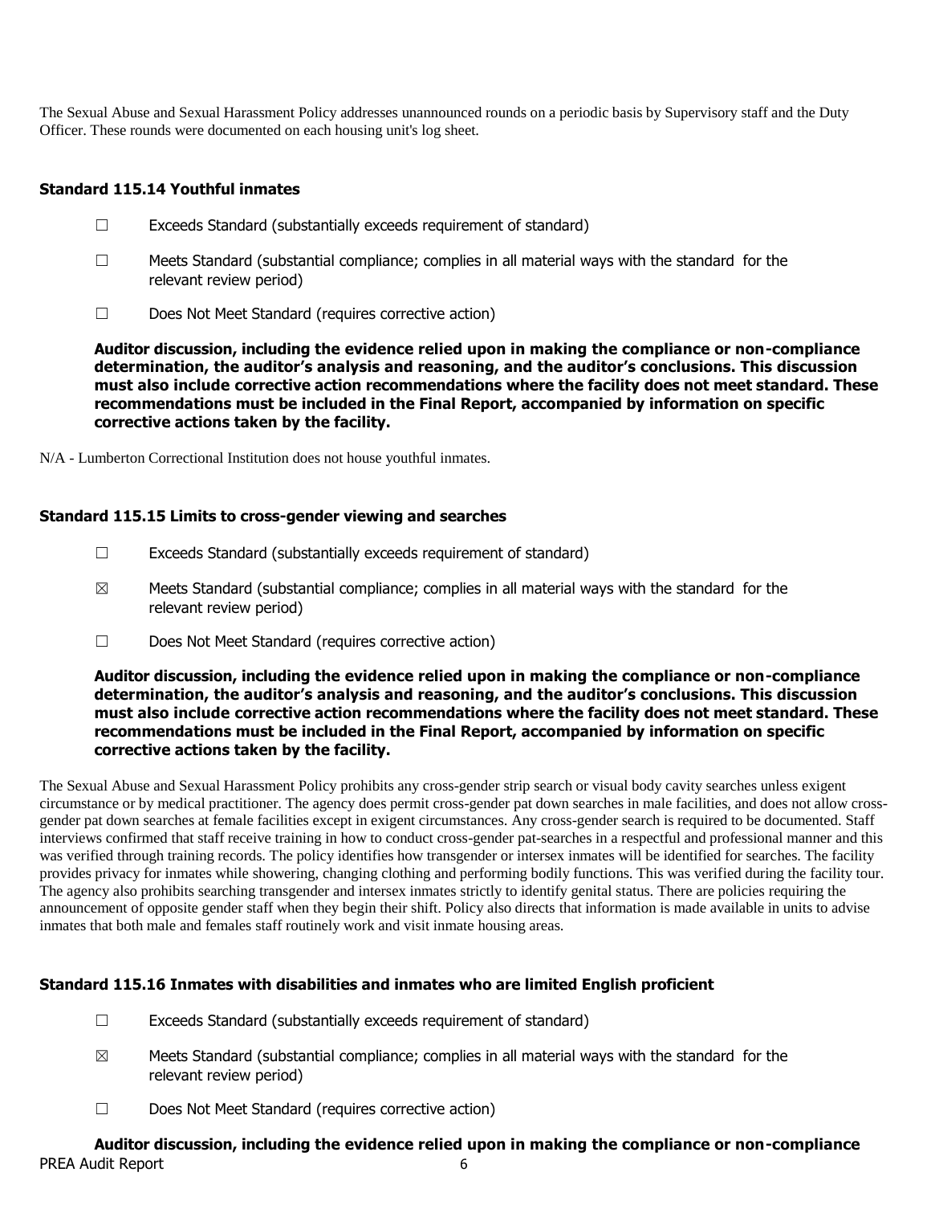The Sexual Abuse and Sexual Harassment Policy addresses unannounced rounds on a periodic basis by Supervisory staff and the Duty Officer. These rounds were documented on each housing unit's log sheet.

### Standard 115.14 Youthful inmates

☐ Exceeds Standard (substantially exceeds requirement of standard)

☐ Meets Standard (substantial compliance; complies in all material ways with the standard for the relevant review period)

☐ Does Not Meet Standard (requires corrective action)

**Auditor discussion, including the evidence relied upon in making the compliance or non-compliance determination, the auditor's analysis and reasoning, and the auditor's conclusions. This discussion must also include corrective action recommendations where the facility does not meet standard. These recommendations must be included in the Final Report, accompanied by information on specific corrective actions taken by the facility.**

N/A - Lumberton Correctional Institution does not house youthful inmates.

### Standard 115.15 Limits to cross-gender viewing and searches

☐ Exceeds Standard (substantially exceeds requirement of standard)

☒ Meets Standard (substantial compliance; complies in all material ways with the standard for the relevant review period)

☐ Does Not Meet Standard (requires corrective action)

**Auditor discussion, including the evidence relied upon in making the compliance or non-compliance determination, the auditor's analysis and reasoning, and the auditor's conclusions. This discussion must also include corrective action recommendations where the facility does not meet standard. These recommendations must be included in the Final Report, accompanied by information on specific corrective actions taken by the facility.**

The Sexual Abuse and Sexual Harassment Policy prohibits any cross-gender strip search or visual body cavity searches unless exigent circumstance or by medical practitioner. The agency does permit cross-gender pat down searches in male facilities, and does not allow cross-gender pat down searches at female facilities except in exigent circumstances. Any cross-gender search is required to be documented. Staff interviews confirmed that staff receive training in how to conduct cross-gender pat-searches in a respectful and professional manner and this was verified through training records. The policy identifies how transgender or intersex inmates will be identified for searches. The facility provides privacy for inmates while showering, changing clothing and performing bodily functions. This was verified during the facility tour. The agency also prohibits searching transgender and intersex inmates strictly to identify genital status. There are policies requiring the announcement of opposite gender staff when they begin their shift. Policy also directs that information is made available in units to advise inmates that both male and females staff routinely work and visit inmate housing areas.

### Standard 115.16 Inmates with disabilities and inmates who are limited English proficient

☐ Exceeds Standard (substantially exceeds requirement of standard)

☒ Meets Standard (substantial compliance; complies in all material ways with the standard for the relevant review period)

☐ Does Not Meet Standard (requires corrective action)

**Auditor discussion, including the evidence relied upon in making the compliance or non-compliance**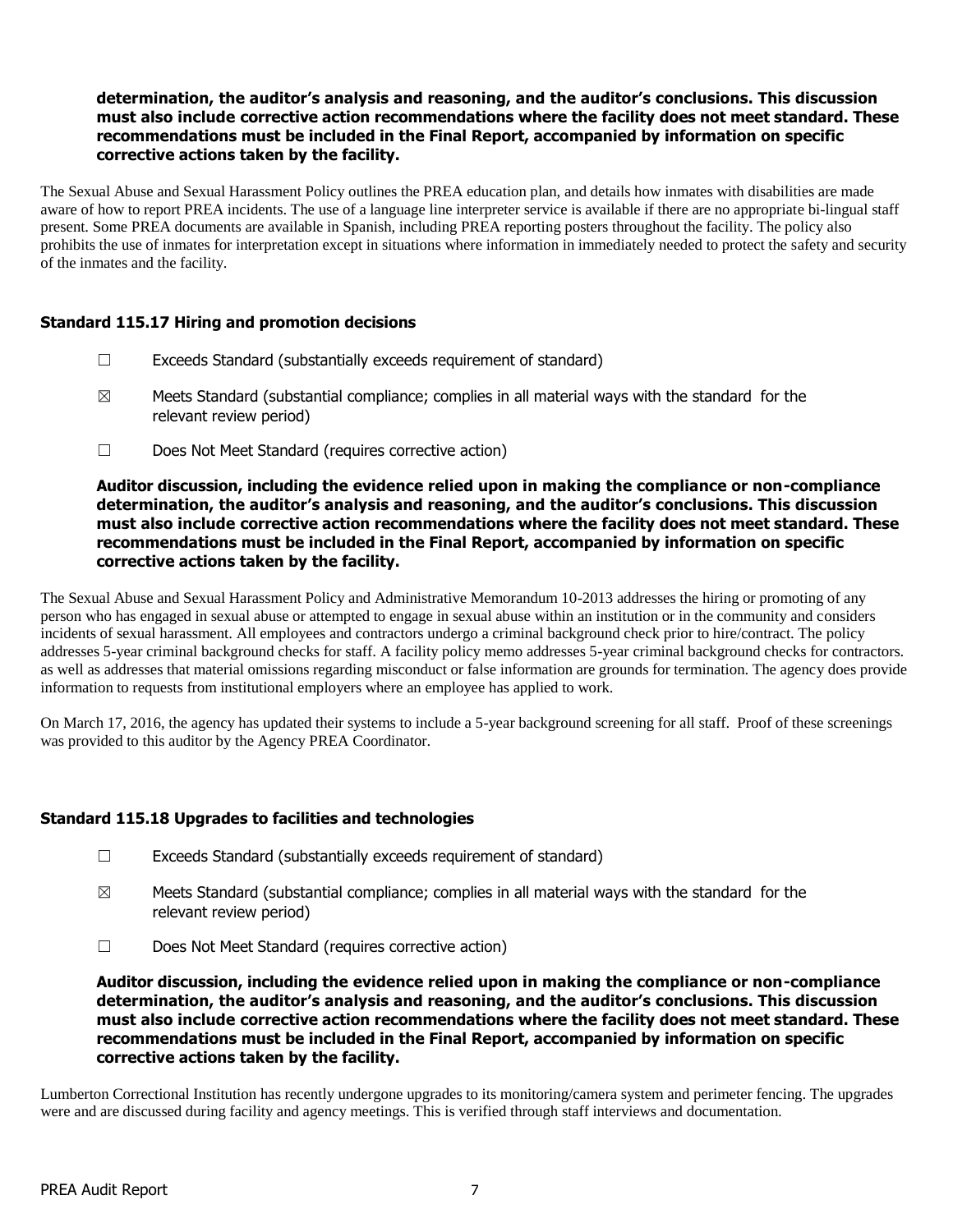**determination, the auditor's analysis and reasoning, and the auditor's conclusions. This discussion must also include corrective action recommendations where the facility does not meet standard. These recommendations must be included in the Final Report, accompanied by information on specific corrective actions taken by the facility.**

The Sexual Abuse and Sexual Harassment Policy outlines the PREA education plan, and details how inmates with disabilities are made aware of how to report PREA incidents. The use of a language line interpreter service is available if there are no appropriate bi-lingual staff present. Some PREA documents are available in Spanish, including PREA reporting posters throughout the facility. The policy also prohibits the use of inmates for interpretation except in situations where information in immediately needed to protect the safety and security of the inmates and the facility.

### Standard 115.17 Hiring and promotion decisions

☐ Exceeds Standard (substantially exceeds requirement of standard)

☒ Meets Standard (substantial compliance; complies in all material ways with the standard for the relevant review period)

☐ Does Not Meet Standard (requires corrective action)

**Auditor discussion, including the evidence relied upon in making the compliance or non-compliance determination, the auditor's analysis and reasoning, and the auditor's conclusions. This discussion must also include corrective action recommendations where the facility does not meet standard. These recommendations must be included in the Final Report, accompanied by information on specific corrective actions taken by the facility.**

The Sexual Abuse and Sexual Harassment Policy and Administrative Memorandum 10-2013 addresses the hiring or promoting of any person who has engaged in sexual abuse or attempted to engage in sexual abuse within an institution or in the community and considers incidents of sexual harassment. All employees and contractors undergo a criminal background check prior to hire/contract. The policy addresses 5-year criminal background checks for staff. A facility policy memo addresses 5-year criminal background checks for contractors. as well as addresses that material omissions regarding misconduct or false information are grounds for termination. The agency does provide information to requests from institutional employers where an employee has applied to work.

On March 17, 2016, the agency has updated their systems to include a 5-year background screening for all staff. Proof of these screenings was provided to this auditor by the Agency PREA Coordinator.

### Standard 115.18 Upgrades to facilities and technologies

☐ Exceeds Standard (substantially exceeds requirement of standard)

☒ Meets Standard (substantial compliance; complies in all material ways with the standard for the relevant review period)

☐ Does Not Meet Standard (requires corrective action)

**Auditor discussion, including the evidence relied upon in making the compliance or non-compliance determination, the auditor's analysis and reasoning, and the auditor's conclusions. This discussion must also include corrective action recommendations where the facility does not meet standard. These recommendations must be included in the Final Report, accompanied by information on specific corrective actions taken by the facility.**

Lumberton Correctional Institution has recently undergone upgrades to its monitoring/camera system and perimeter fencing. The upgrades were and are discussed during facility and agency meetings. This is verified through staff interviews and documentation.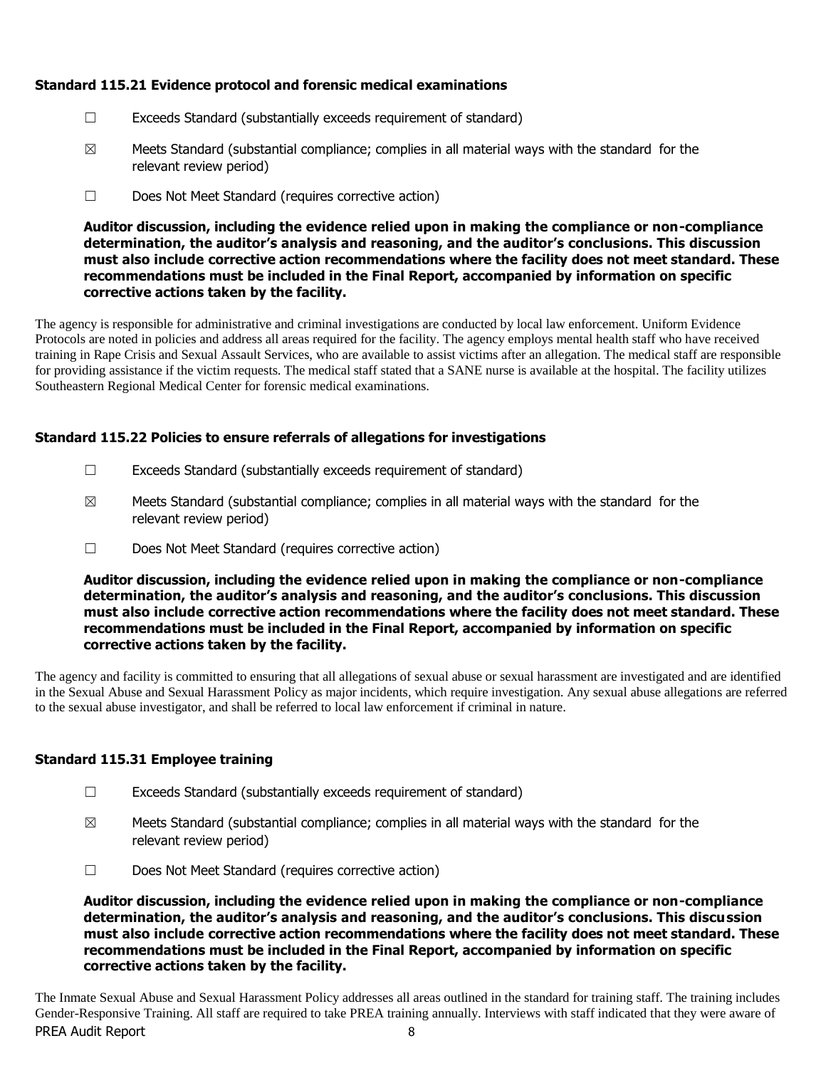### Standard 115.21 Evidence protocol and forensic medical examinations

☐ Exceeds Standard (substantially exceeds requirement of standard)

☒ Meets Standard (substantial compliance; complies in all material ways with the standard for the relevant review period)

☐ Does Not Meet Standard (requires corrective action)

**Auditor discussion, including the evidence relied upon in making the compliance or non-compliance determination, the auditor's analysis and reasoning, and the auditor's conclusions. This discussion must also include corrective action recommendations where the facility does not meet standard. These recommendations must be included in the Final Report, accompanied by information on specific corrective actions taken by the facility.**

The agency is responsible for administrative and criminal investigations are conducted by local law enforcement. Uniform Evidence Protocols are noted in policies and address all areas required for the facility. The agency employs mental health staff who have received training in Rape Crisis and Sexual Assault Services, who are available to assist victims after an allegation. The medical staff are responsible for providing assistance if the victim requests. The medical staff stated that a SANE nurse is available at the hospital. The facility utilizes Southeastern Regional Medical Center for forensic medical examinations.

### Standard 115.22 Policies to ensure referrals of allegations for investigations

☐ Exceeds Standard (substantially exceeds requirement of standard)

☒ Meets Standard (substantial compliance; complies in all material ways with the standard for the relevant review period)

☐ Does Not Meet Standard (requires corrective action)

**Auditor discussion, including the evidence relied upon in making the compliance or non-compliance determination, the auditor's analysis and reasoning, and the auditor's conclusions. This discussion must also include corrective action recommendations where the facility does not meet standard. These recommendations must be included in the Final Report, accompanied by information on specific corrective actions taken by the facility.**

The agency and facility is committed to ensuring that all allegations of sexual abuse or sexual harassment are investigated and are identified in the Sexual Abuse and Sexual Harassment Policy as major incidents, which require investigation. Any sexual abuse allegations are referred to the sexual abuse investigator, and shall be referred to local law enforcement if criminal in nature.

### Standard 115.31 Employee training

☐ Exceeds Standard (substantially exceeds requirement of standard)

☒ Meets Standard (substantial compliance; complies in all material ways with the standard for the relevant review period)

☐ Does Not Meet Standard (requires corrective action)

**Auditor discussion, including the evidence relied upon in making the compliance or non-compliance determination, the auditor's analysis and reasoning, and the auditor's conclusions. This discussion must also include corrective action recommendations where the facility does not meet standard. These recommendations must be included in the Final Report, accompanied by information on specific corrective actions taken by the facility.**

The Inmate Sexual Abuse and Sexual Harassment Policy addresses all areas outlined in the standard for training staff. The training includes Gender-Responsive Training. All staff are required to take PREA training annually. Interviews with staff indicated that they were aware of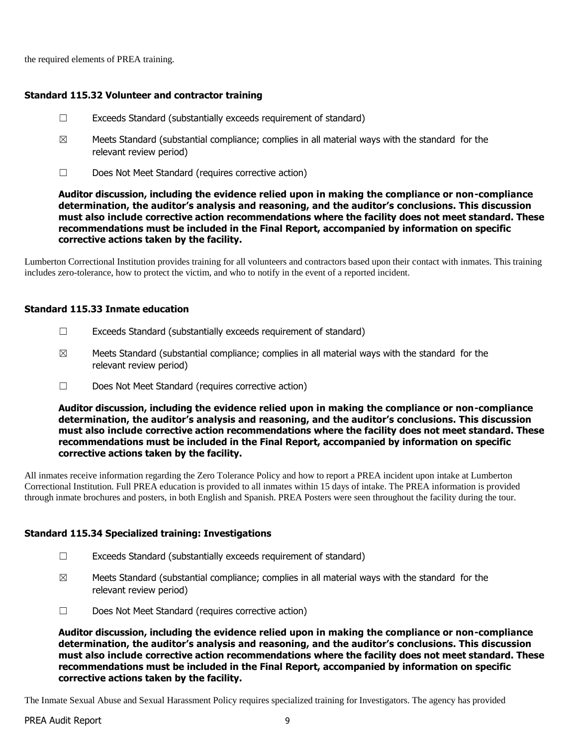the required elements of PREA training.

### Standard 115.32 Volunteer and contractor training

☐ Exceeds Standard (substantially exceeds requirement of standard)

☒ Meets Standard (substantial compliance; complies in all material ways with the standard for the relevant review period)

☐ Does Not Meet Standard (requires corrective action)

**Auditor discussion, including the evidence relied upon in making the compliance or non-compliance determination, the auditor's analysis and reasoning, and the auditor's conclusions. This discussion must also include corrective action recommendations where the facility does not meet standard. These recommendations must be included in the Final Report, accompanied by information on specific corrective actions taken by the facility.**

Lumberton Correctional Institution provides training for all volunteers and contractors based upon their contact with inmates. This training includes zero-tolerance, how to protect the victim, and who to notify in the event of a reported incident.

### Standard 115.33 Inmate education

☐ Exceeds Standard (substantially exceeds requirement of standard)

☒ Meets Standard (substantial compliance; complies in all material ways with the standard for the relevant review period)

☐ Does Not Meet Standard (requires corrective action)

**Auditor discussion, including the evidence relied upon in making the compliance or non-compliance determination, the auditor's analysis and reasoning, and the auditor's conclusions. This discussion must also include corrective action recommendations where the facility does not meet standard. These recommendations must be included in the Final Report, accompanied by information on specific corrective actions taken by the facility.**

All inmates receive information regarding the Zero Tolerance Policy and how to report a PREA incident upon intake at Lumberton Correctional Institution. Full PREA education is provided to all inmates within 15 days of intake. The PREA information is provided through inmate brochures and posters, in both English and Spanish. PREA Posters were seen throughout the facility during the tour.

### Standard 115.34 Specialized training: Investigations

☐ Exceeds Standard (substantially exceeds requirement of standard)

☒ Meets Standard (substantial compliance; complies in all material ways with the standard for the relevant review period)

☐ Does Not Meet Standard (requires corrective action)

**Auditor discussion, including the evidence relied upon in making the compliance or non-compliance determination, the auditor's analysis and reasoning, and the auditor's conclusions. This discussion must also include corrective action recommendations where the facility does not meet standard. These recommendations must be included in the Final Report, accompanied by information on specific corrective actions taken by the facility.**

The Inmate Sexual Abuse and Sexual Harassment Policy requires specialized training for Investigators. The agency has provided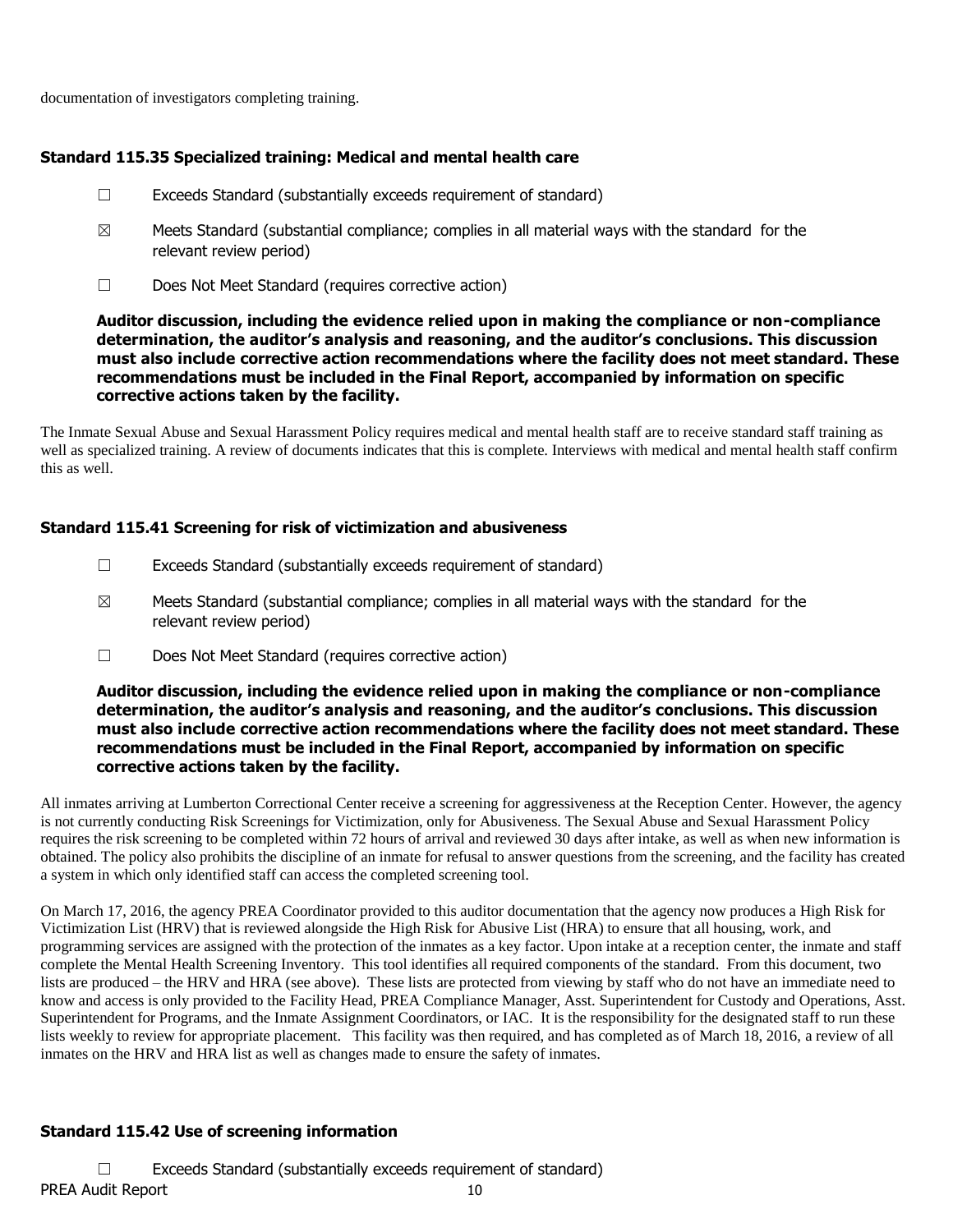documentation of investigators completing training.

### Standard 115.35 Specialized training: Medical and mental health care

☐ Exceeds Standard (substantially exceeds requirement of standard)

☒ Meets Standard (substantial compliance; complies in all material ways with the standard for the relevant review period)

☐ Does Not Meet Standard (requires corrective action)

**Auditor discussion, including the evidence relied upon in making the compliance or non-compliance determination, the auditor's analysis and reasoning, and the auditor's conclusions. This discussion must also include corrective action recommendations where the facility does not meet standard. These recommendations must be included in the Final Report, accompanied by information on specific corrective actions taken by the facility.**

The Inmate Sexual Abuse and Sexual Harassment Policy requires medical and mental health staff are to receive standard staff training as well as specialized training. A review of documents indicates that this is complete. Interviews with medical and mental health staff confirm this as well.

### Standard 115.41 Screening for risk of victimization and abusiveness

☐ Exceeds Standard (substantially exceeds requirement of standard)

☒ Meets Standard (substantial compliance; complies in all material ways with the standard for the relevant review period)

☐ Does Not Meet Standard (requires corrective action)

**Auditor discussion, including the evidence relied upon in making the compliance or non-compliance determination, the auditor's analysis and reasoning, and the auditor's conclusions. This discussion must also include corrective action recommendations where the facility does not meet standard. These recommendations must be included in the Final Report, accompanied by information on specific corrective actions taken by the facility.**

All inmates arriving at Lumberton Correctional Center receive a screening for aggressiveness at the Reception Center. However, the agency is not currently conducting Risk Screenings for Victimization, only for Abusiveness. The Sexual Abuse and Sexual Harassment Policy requires the risk screening to be completed within 72 hours of arrival and reviewed 30 days after intake, as well as when new information is obtained. The policy also prohibits the discipline of an inmate for refusal to answer questions from the screening, and the facility has created a system in which only identified staff can access the completed screening tool.

On March 17, 2016, the agency PREA Coordinator provided to this auditor documentation that the agency now produces a High Risk for Victimization List (HRV) that is reviewed alongside the High Risk for Abusive List (HRA) to ensure that all housing, work, and programming services are assigned with the protection of the inmates as a key factor. Upon intake at a reception center, the inmate and staff complete the Mental Health Screening Inventory. This tool identifies all required components of the standard. From this document, two lists are produced – the HRV and HRA (see above). These lists are protected from viewing by staff who do not have an immediate need to know and access is only provided to the Facility Head, PREA Compliance Manager, Asst. Superintendent for Custody and Operations, Asst. Superintendent for Programs, and the Inmate Assignment Coordinators, or IAC. It is the responsibility for the designated staff to run these lists weekly to review for appropriate placement. This facility was then required, and has completed as of March 18, 2016, a review of all inmates on the HRV and HRA list as well as changes made to ensure the safety of inmates.

### Standard 115.42 Use of screening information

☐ Exceeds Standard (substantially exceeds requirement of standard)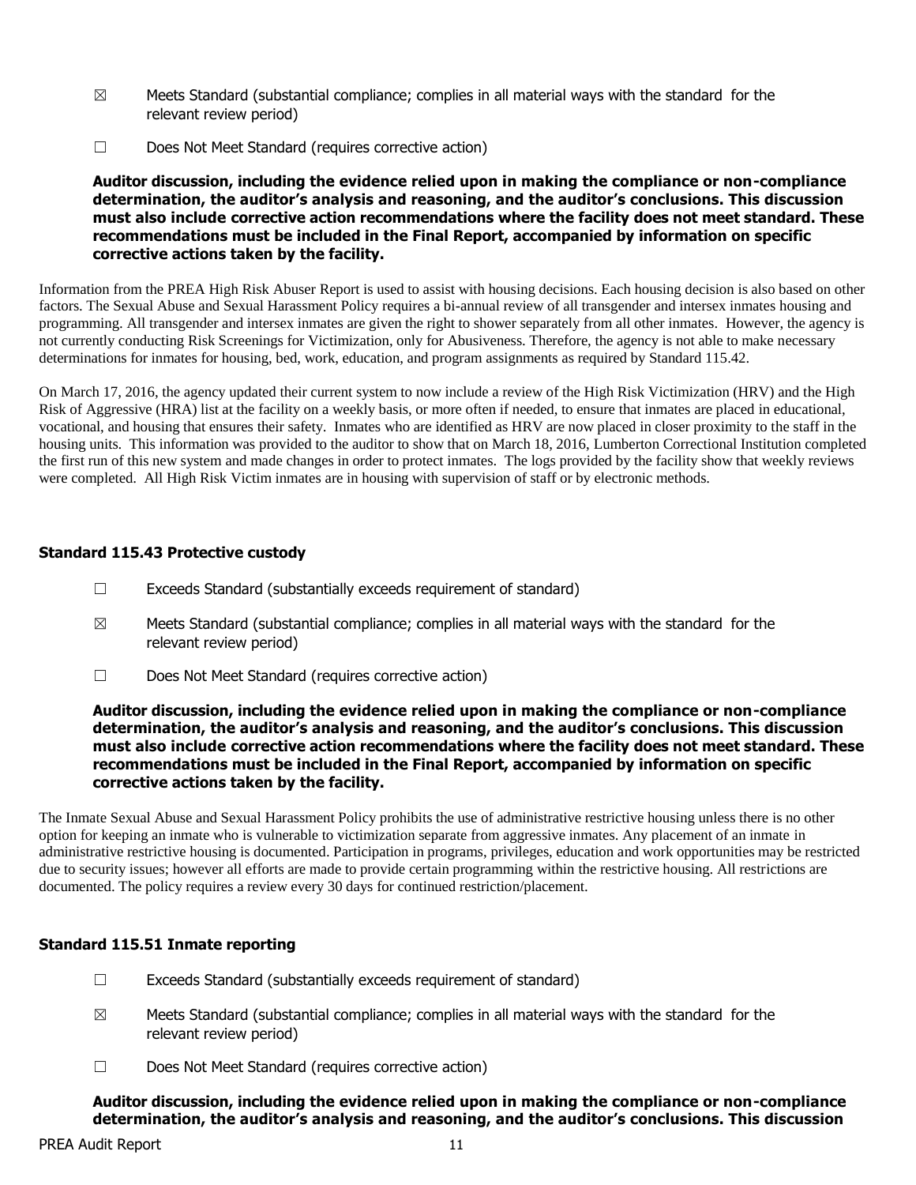☒ Meets Standard (substantial compliance; complies in all material ways with the standard for the relevant review period)

☐ Does Not Meet Standard (requires corrective action)

**Auditor discussion, including the evidence relied upon in making the compliance or non-compliance determination, the auditor's analysis and reasoning, and the auditor's conclusions. This discussion must also include corrective action recommendations where the facility does not meet standard. These recommendations must be included in the Final Report, accompanied by information on specific corrective actions taken by the facility.**

Information from the PREA High Risk Abuser Report is used to assist with housing decisions. Each housing decision is also based on other factors. The Sexual Abuse and Sexual Harassment Policy requires a bi-annual review of all transgender and intersex inmates housing and programming. All transgender and intersex inmates are given the right to shower separately from all other inmates. However, the agency is not currently conducting Risk Screenings for Victimization, only for Abusiveness. Therefore, the agency is not able to make necessary determinations for inmates for housing, bed, work, education, and program assignments as required by Standard 115.42.

On March 17, 2016, the agency updated their current system to now include a review of the High Risk Victimization (HRV) and the High Risk of Aggressive (HRA) list at the facility on a weekly basis, or more often if needed, to ensure that inmates are placed in educational, vocational, and housing that ensures their safety. Inmates who are identified as HRV are now placed in closer proximity to the staff in the housing units. This information was provided to the auditor to show that on March 18, 2016, Lumberton Correctional Institution completed the first run of this new system and made changes in order to protect inmates. The logs provided by the facility show that weekly reviews were completed. All High Risk Victim inmates are in housing with supervision of staff or by electronic methods.

### Standard 115.43 Protective custody

☐ Exceeds Standard (substantially exceeds requirement of standard)

☒ Meets Standard (substantial compliance; complies in all material ways with the standard for the relevant review period)

☐ Does Not Meet Standard (requires corrective action)

**Auditor discussion, including the evidence relied upon in making the compliance or non-compliance determination, the auditor's analysis and reasoning, and the auditor's conclusions. This discussion must also include corrective action recommendations where the facility does not meet standard. These recommendations must be included in the Final Report, accompanied by information on specific corrective actions taken by the facility.**

The Inmate Sexual Abuse and Sexual Harassment Policy prohibits the use of administrative restrictive housing unless there is no other option for keeping an inmate who is vulnerable to victimization separate from aggressive inmates. Any placement of an inmate in administrative restrictive housing is documented. Participation in programs, privileges, education and work opportunities may be restricted due to security issues; however all efforts are made to provide certain programming within the restrictive housing. All restrictions are documented. The policy requires a review every 30 days for continued restriction/placement.

### Standard 115.51 Inmate reporting

☐ Exceeds Standard (substantially exceeds requirement of standard)

☒ Meets Standard (substantial compliance; complies in all material ways with the standard for the relevant review period)

☐ Does Not Meet Standard (requires corrective action)

**Auditor discussion, including the evidence relied upon in making the compliance or non-compliance determination, the auditor's analysis and reasoning, and the auditor's conclusions. This discussion**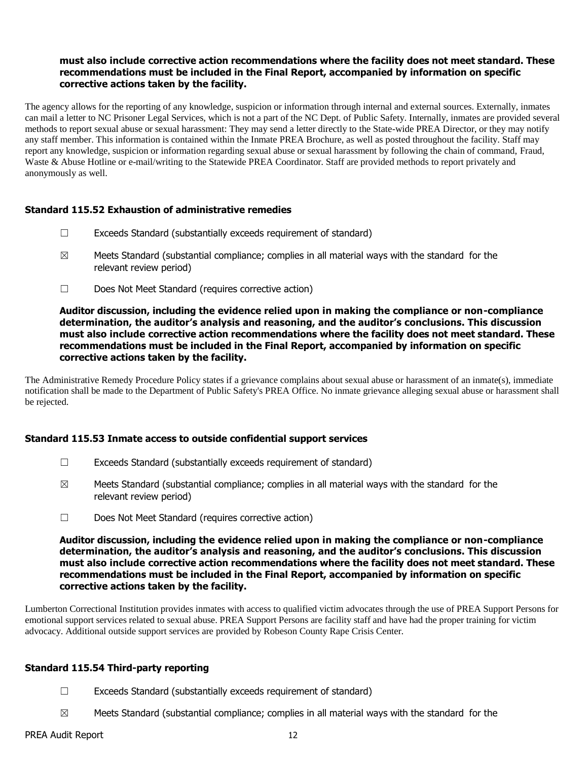**must also include corrective action recommendations where the facility does not meet standard. These recommendations must be included in the Final Report, accompanied by information on specific corrective actions taken by the facility.**

The agency allows for the reporting of any knowledge, suspicion or information through internal and external sources. Externally, inmates can mail a letter to NC Prisoner Legal Services, which is not a part of the NC Dept. of Public Safety. Internally, inmates are provided several methods to report sexual abuse or sexual harassment: They may send a letter directly to the State-wide PREA Director, or they may notify any staff member. This information is contained within the Inmate PREA Brochure, as well as posted throughout the facility. Staff may report any knowledge, suspicion or information regarding sexual abuse or sexual harassment by following the chain of command, Fraud, Waste & Abuse Hotline or e-mail/writing to the Statewide PREA Coordinator. Staff are provided methods to report privately and anonymously as well.

### Standard 115.52 Exhaustion of administrative remedies

☐ Exceeds Standard (substantially exceeds requirement of standard)

☒ Meets Standard (substantial compliance; complies in all material ways with the standard for the relevant review period)

☐ Does Not Meet Standard (requires corrective action)

**Auditor discussion, including the evidence relied upon in making the compliance or non-compliance determination, the auditor's analysis and reasoning, and the auditor's conclusions. This discussion must also include corrective action recommendations where the facility does not meet standard. These recommendations must be included in the Final Report, accompanied by information on specific corrective actions taken by the facility.**

The Administrative Remedy Procedure Policy states if a grievance complains about sexual abuse or harassment of an inmate(s), immediate notification shall be made to the Department of Public Safety's PREA Office. No inmate grievance alleging sexual abuse or harassment shall be rejected.

### Standard 115.53 Inmate access to outside confidential support services

☐ Exceeds Standard (substantially exceeds requirement of standard)

☒ Meets Standard (substantial compliance; complies in all material ways with the standard for the relevant review period)

☐ Does Not Meet Standard (requires corrective action)

**Auditor discussion, including the evidence relied upon in making the compliance or non-compliance determination, the auditor's analysis and reasoning, and the auditor's conclusions. This discussion must also include corrective action recommendations where the facility does not meet standard. These recommendations must be included in the Final Report, accompanied by information on specific corrective actions taken by the facility.**

Lumberton Correctional Institution provides inmates with access to qualified victim advocates through the use of PREA Support Persons for emotional support services related to sexual abuse. PREA Support Persons are facility staff and have had the proper training for victim advocacy. Additional outside support services are provided by Robeson County Rape Crisis Center.

### Standard 115.54 Third-party reporting

☐ Exceeds Standard (substantially exceeds requirement of standard)

☒ Meets Standard (substantial compliance; complies in all material ways with the standard for the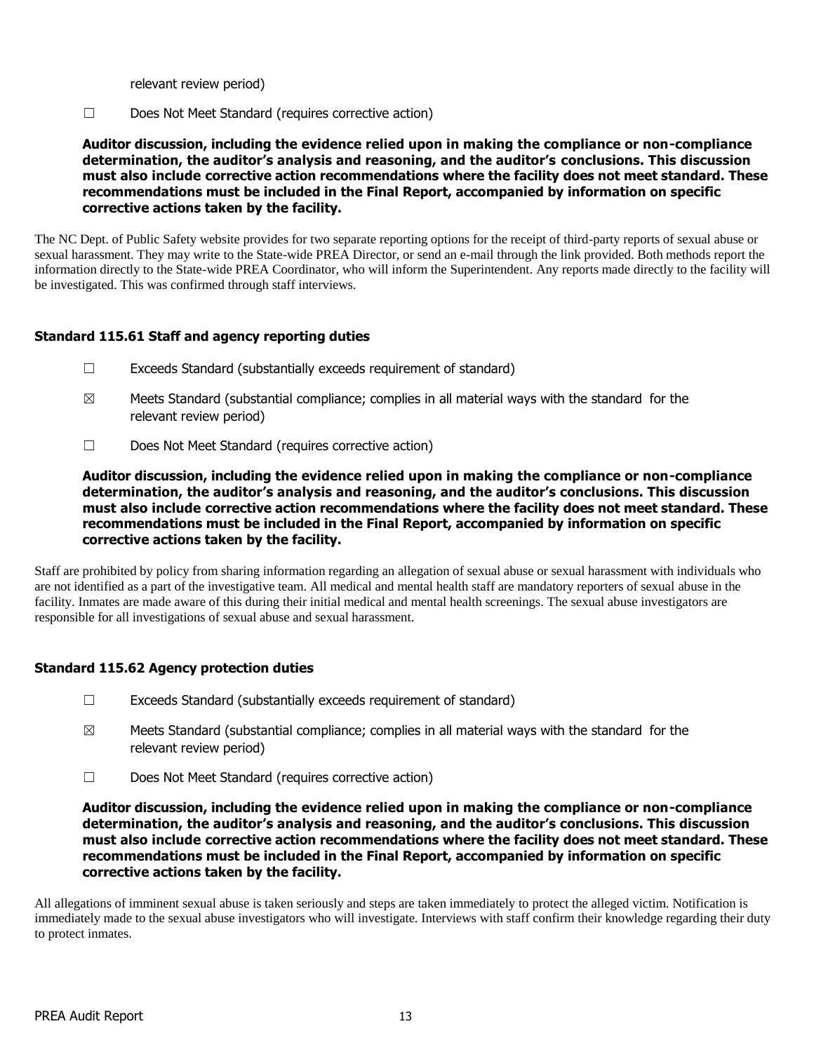relevant review period)

☐ Does Not Meet Standard (requires corrective action)

**Auditor discussion, including the evidence relied upon in making the compliance or non-compliance determination, the auditor's analysis and reasoning, and the auditor's conclusions. This discussion must also include corrective action recommendations where the facility does not meet standard. These recommendations must be included in the Final Report, accompanied by information on specific corrective actions taken by the facility.**

The NC Dept. of Public Safety website provides for two separate reporting options for the receipt of third-party reports of sexual abuse or sexual harassment. They may write to the State-wide PREA Director, or send an e-mail through the link provided. Both methods report the information directly to the State-wide PREA Coordinator, who will inform the Superintendent. Any reports made directly to the facility will be investigated. This was confirmed through staff interviews.

### Standard 115.61 Staff and agency reporting duties

☐ Exceeds Standard (substantially exceeds requirement of standard)

☒ Meets Standard (substantial compliance; complies in all material ways with the standard for the relevant review period)

☐ Does Not Meet Standard (requires corrective action)

**Auditor discussion, including the evidence relied upon in making the compliance or non-compliance determination, the auditor's analysis and reasoning, and the auditor's conclusions. This discussion must also include corrective action recommendations where the facility does not meet standard. These recommendations must be included in the Final Report, accompanied by information on specific corrective actions taken by the facility.**

Staff are prohibited by policy from sharing information regarding an allegation of sexual abuse or sexual harassment with individuals who are not identified as a part of the investigative team. All medical and mental health staff are mandatory reporters of sexual abuse in the facility. Inmates are made aware of this during their initial medical and mental health screenings. The sexual abuse investigators are responsible for all investigations of sexual abuse and sexual harassment.

### Standard 115.62 Agency protection duties

☐ Exceeds Standard (substantially exceeds requirement of standard)

☒ Meets Standard (substantial compliance; complies in all material ways with the standard for the relevant review period)

☐ Does Not Meet Standard (requires corrective action)

**Auditor discussion, including the evidence relied upon in making the compliance or non-compliance determination, the auditor's analysis and reasoning, and the auditor's conclusions. This discussion must also include corrective action recommendations where the facility does not meet standard. These recommendations must be included in the Final Report, accompanied by information on specific corrective actions taken by the facility.**

All allegations of imminent sexual abuse is taken seriously and steps are taken immediately to protect the alleged victim. Notification is immediately made to the sexual abuse investigators who will investigate. Interviews with staff confirm their knowledge regarding their duty to protect inmates.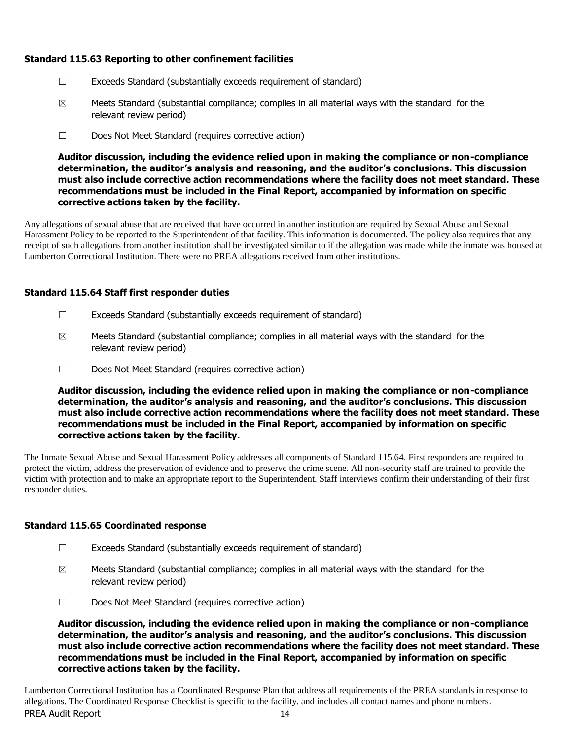### Standard 115.63 Reporting to other confinement facilities

☐ Exceeds Standard (substantially exceeds requirement of standard)

☒ Meets Standard (substantial compliance; complies in all material ways with the standard for the relevant review period)

☐ Does Not Meet Standard (requires corrective action)

**Auditor discussion, including the evidence relied upon in making the compliance or non-compliance determination, the auditor's analysis and reasoning, and the auditor's conclusions. This discussion must also include corrective action recommendations where the facility does not meet standard. These recommendations must be included in the Final Report, accompanied by information on specific corrective actions taken by the facility.**

Any allegations of sexual abuse that are received that have occurred in another institution are required by Sexual Abuse and Sexual Harassment Policy to be reported to the Superintendent of that facility. This information is documented. The policy also requires that any receipt of such allegations from another institution shall be investigated similar to if the allegation was made while the inmate was housed at Lumberton Correctional Institution. There were no PREA allegations received from other institutions.

### Standard 115.64 Staff first responder duties

☐ Exceeds Standard (substantially exceeds requirement of standard)

☒ Meets Standard (substantial compliance; complies in all material ways with the standard for the relevant review period)

☐ Does Not Meet Standard (requires corrective action)

**Auditor discussion, including the evidence relied upon in making the compliance or non-compliance determination, the auditor's analysis and reasoning, and the auditor's conclusions. This discussion must also include corrective action recommendations where the facility does not meet standard. These recommendations must be included in the Final Report, accompanied by information on specific corrective actions taken by the facility.**

The Inmate Sexual Abuse and Sexual Harassment Policy addresses all components of Standard 115.64. First responders are required to protect the victim, address the preservation of evidence and to preserve the crime scene. All non-security staff are trained to provide the victim with protection and to make an appropriate report to the Superintendent. Staff interviews confirm their understanding of their first responder duties.

### Standard 115.65 Coordinated response

☐ Exceeds Standard (substantially exceeds requirement of standard)

☒ Meets Standard (substantial compliance; complies in all material ways with the standard for the relevant review period)

☐ Does Not Meet Standard (requires corrective action)

**Auditor discussion, including the evidence relied upon in making the compliance or non-compliance determination, the auditor's analysis and reasoning, and the auditor's conclusions. This discussion must also include corrective action recommendations where the facility does not meet standard. These recommendations must be included in the Final Report, accompanied by information on specific corrective actions taken by the facility.**

Lumberton Correctional Institution has a Coordinated Response Plan that address all requirements of the PREA standards in response to allegations. The Coordinated Response Checklist is specific to the facility, and includes all contact names and phone numbers.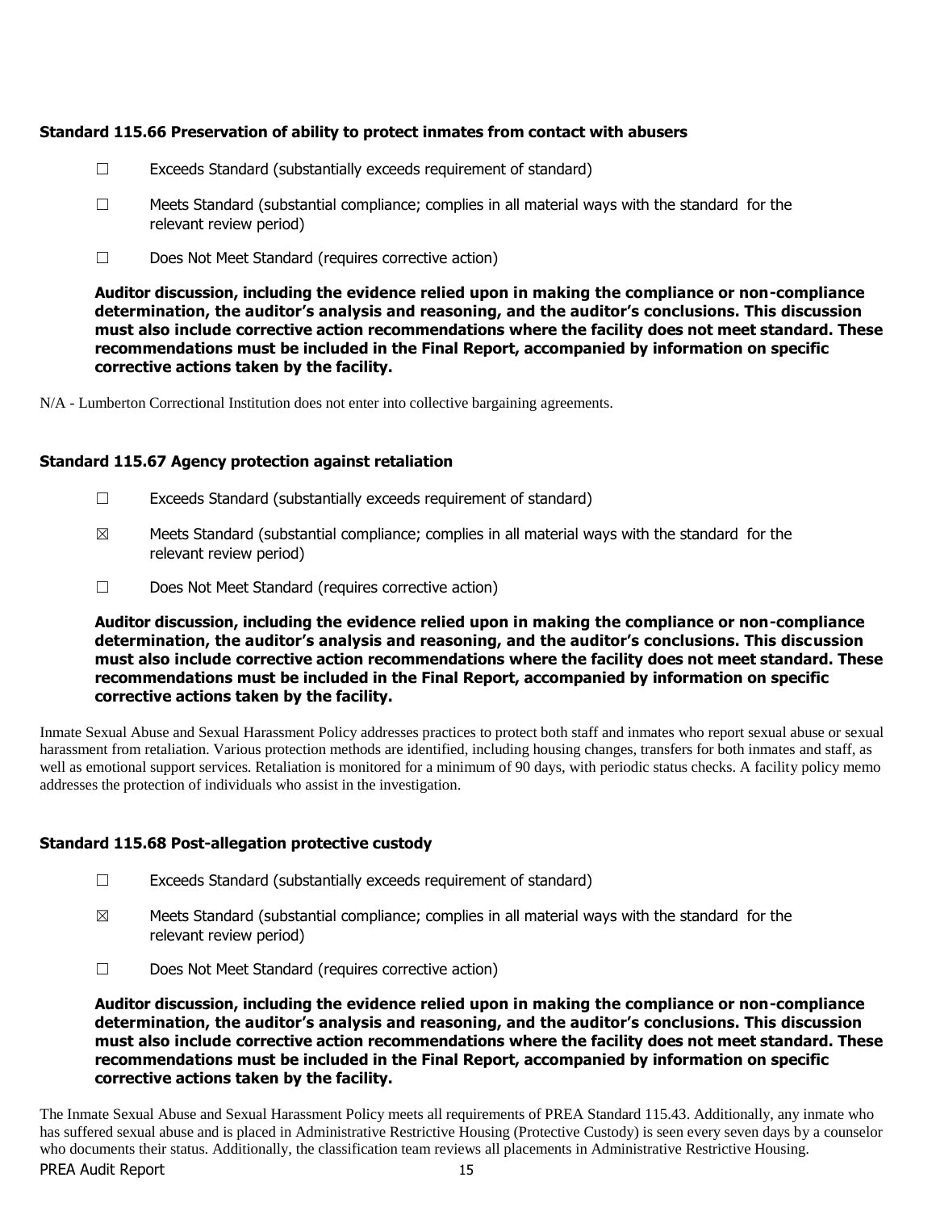**Standard 115.66 Preservation of ability to protect inmates from contact with abusers**

☐ Exceeds Standard (substantially exceeds requirement of standard)

☐ Meets Standard (substantial compliance; complies in all material ways with the standard for the relevant review period)

☐ Does Not Meet Standard (requires corrective action)

**Auditor discussion, including the evidence relied upon in making the compliance or non-compliance determination, the auditor's analysis and reasoning, and the auditor's conclusions. This discussion must also include corrective action recommendations where the facility does not meet standard. These recommendations must be included in the Final Report, accompanied by information on specific corrective actions taken by the facility.**

N/A - Lumberton Correctional Institution does not enter into collective bargaining agreements.

**Standard 115.67 Agency protection against retaliation**

☐ Exceeds Standard (substantially exceeds requirement of standard)

☒ Meets Standard (substantial compliance; complies in all material ways with the standard for the relevant review period)

☐ Does Not Meet Standard (requires corrective action)

**Auditor discussion, including the evidence relied upon in making the compliance or non-compliance determination, the auditor's analysis and reasoning, and the auditor's conclusions. This discussion must also include corrective action recommendations where the facility does not meet standard. These recommendations must be included in the Final Report, accompanied by information on specific corrective actions taken by the facility.**

Inmate Sexual Abuse and Sexual Harassment Policy addresses practices to protect both staff and inmates who report sexual abuse or sexual harassment from retaliation. Various protection methods are identified, including housing changes, transfers for both inmates and staff, as well as emotional support services. Retaliation is monitored for a minimum of 90 days, with periodic status checks. A facility policy memo addresses the protection of individuals who assist in the investigation.

**Standard 115.68 Post-allegation protective custody**

☐ Exceeds Standard (substantially exceeds requirement of standard)

☒ Meets Standard (substantial compliance; complies in all material ways with the standard for the relevant review period)

☐ Does Not Meet Standard (requires corrective action)

**Auditor discussion, including the evidence relied upon in making the compliance or non-compliance determination, the auditor's analysis and reasoning, and the auditor's conclusions. This discussion must also include corrective action recommendations where the facility does not meet standard. These recommendations must be included in the Final Report, accompanied by information on specific corrective actions taken by the facility.**

The Inmate Sexual Abuse and Sexual Harassment Policy meets all requirements of PREA Standard 115.43. Additionally, any inmate who has suffered sexual abuse and is placed in Administrative Restrictive Housing (Protective Custody) is seen every seven days by a counselor who documents their status. Additionally, the classification team reviews all placements in Administrative Restrictive Housing.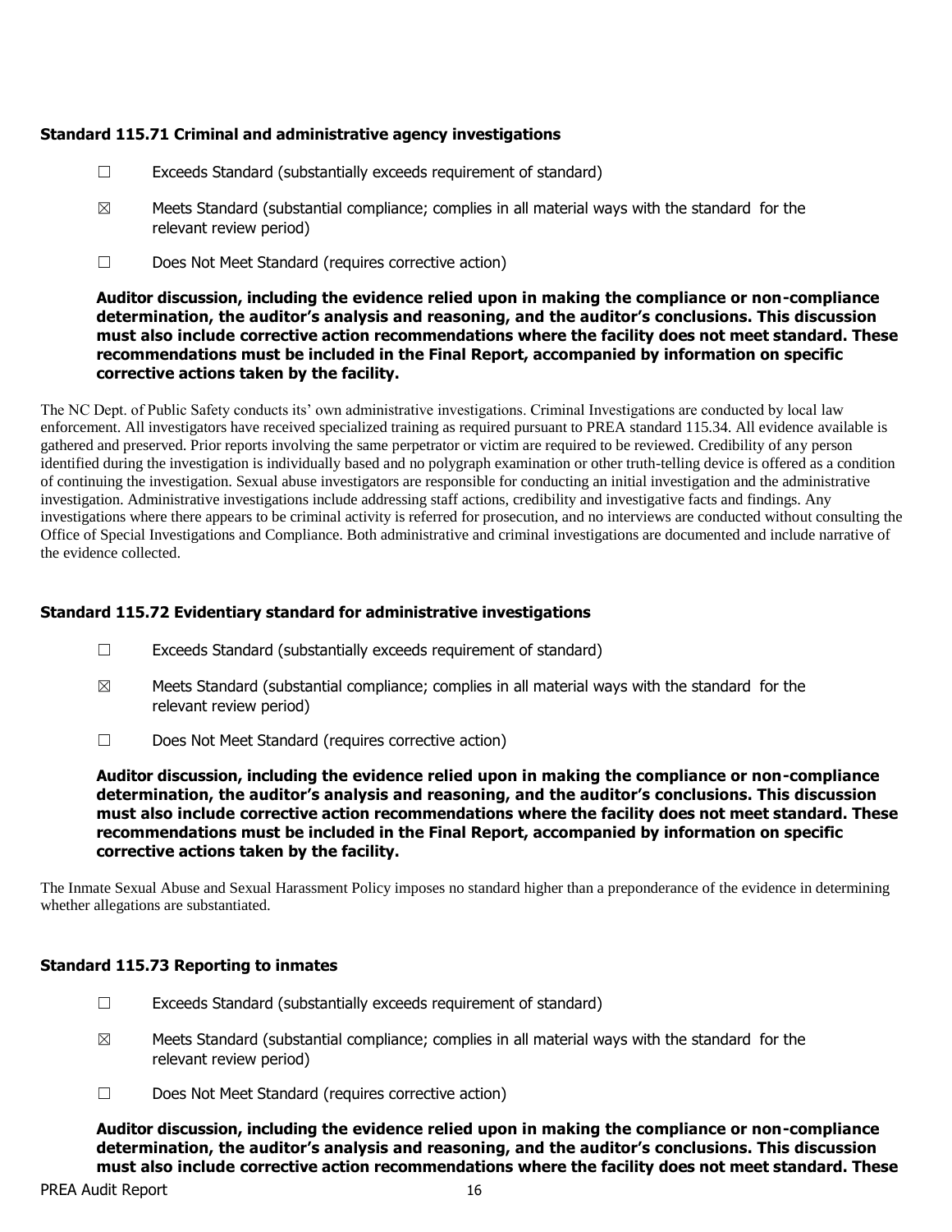### Standard 115.71 Criminal and administrative agency investigations

☐ Exceeds Standard (substantially exceeds requirement of standard)

☒ Meets Standard (substantial compliance; complies in all material ways with the standard for the relevant review period)

☐ Does Not Meet Standard (requires corrective action)

**Auditor discussion, including the evidence relied upon in making the compliance or non-compliance determination, the auditor's analysis and reasoning, and the auditor's conclusions. This discussion must also include corrective action recommendations where the facility does not meet standard. These recommendations must be included in the Final Report, accompanied by information on specific corrective actions taken by the facility.**

The NC Dept. of Public Safety conducts its' own administrative investigations. Criminal Investigations are conducted by local law enforcement. All investigators have received specialized training as required pursuant to PREA standard 115.34. All evidence available is gathered and preserved. Prior reports involving the same perpetrator or victim are required to be reviewed. Credibility of any person identified during the investigation is individually based and no polygraph examination or other truth-telling device is offered as a condition of continuing the investigation. Sexual abuse investigators are responsible for conducting an initial investigation and the administrative investigation. Administrative investigations include addressing staff actions, credibility and investigative facts and findings. Any investigations where there appears to be criminal activity is referred for prosecution, and no interviews are conducted without consulting the Office of Special Investigations and Compliance. Both administrative and criminal investigations are documented and include narrative of the evidence collected.

### Standard 115.72 Evidentiary standard for administrative investigations

☐ Exceeds Standard (substantially exceeds requirement of standard)

☒ Meets Standard (substantial compliance; complies in all material ways with the standard for the relevant review period)

☐ Does Not Meet Standard (requires corrective action)

**Auditor discussion, including the evidence relied upon in making the compliance or non-compliance determination, the auditor's analysis and reasoning, and the auditor's conclusions. This discussion must also include corrective action recommendations where the facility does not meet standard. These recommendations must be included in the Final Report, accompanied by information on specific corrective actions taken by the facility.**

The Inmate Sexual Abuse and Sexual Harassment Policy imposes no standard higher than a preponderance of the evidence in determining whether allegations are substantiated.

### Standard 115.73 Reporting to inmates

☐ Exceeds Standard (substantially exceeds requirement of standard)

☒ Meets Standard (substantial compliance; complies in all material ways with the standard for the relevant review period)

☐ Does Not Meet Standard (requires corrective action)

**Auditor discussion, including the evidence relied upon in making the compliance or non-compliance determination, the auditor's analysis and reasoning, and the auditor's conclusions. This discussion must also include corrective action recommendations where the facility does not meet standard. These**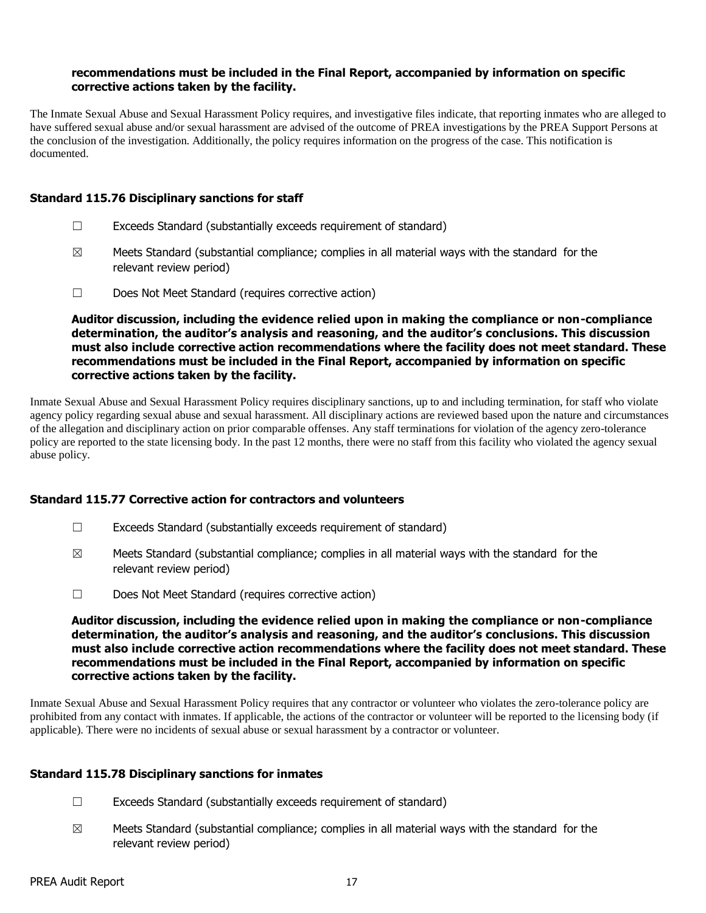**recommendations must be included in the Final Report, accompanied by information on specific corrective actions taken by the facility.**

The Inmate Sexual Abuse and Sexual Harassment Policy requires, and investigative files indicate, that reporting inmates who are alleged to have suffered sexual abuse and/or sexual harassment are advised of the outcome of PREA investigations by the PREA Support Persons at the conclusion of the investigation. Additionally, the policy requires information on the progress of the case. This notification is documented.

### Standard 115.76 Disciplinary sanctions for staff

☐ Exceeds Standard (substantially exceeds requirement of standard)

☒ Meets Standard (substantial compliance; complies in all material ways with the standard for the relevant review period)

☐ Does Not Meet Standard (requires corrective action)

**Auditor discussion, including the evidence relied upon in making the compliance or non-compliance determination, the auditor's analysis and reasoning, and the auditor's conclusions. This discussion must also include corrective action recommendations where the facility does not meet standard. These recommendations must be included in the Final Report, accompanied by information on specific corrective actions taken by the facility.**

Inmate Sexual Abuse and Sexual Harassment Policy requires disciplinary sanctions, up to and including termination, for staff who violate agency policy regarding sexual abuse and sexual harassment. All disciplinary actions are reviewed based upon the nature and circumstances of the allegation and disciplinary action on prior comparable offenses. Any staff terminations for violation of the agency zero-tolerance policy are reported to the state licensing body. In the past 12 months, there were no staff from this facility who violated the agency sexual abuse policy.

### Standard 115.77 Corrective action for contractors and volunteers

☐ Exceeds Standard (substantially exceeds requirement of standard)

☒ Meets Standard (substantial compliance; complies in all material ways with the standard for the relevant review period)

☐ Does Not Meet Standard (requires corrective action)

**Auditor discussion, including the evidence relied upon in making the compliance or non-compliance determination, the auditor's analysis and reasoning, and the auditor's conclusions. This discussion must also include corrective action recommendations where the facility does not meet standard. These recommendations must be included in the Final Report, accompanied by information on specific corrective actions taken by the facility.**

Inmate Sexual Abuse and Sexual Harassment Policy requires that any contractor or volunteer who violates the zero-tolerance policy are prohibited from any contact with inmates. If applicable, the actions of the contractor or volunteer will be reported to the licensing body (if applicable). There were no incidents of sexual abuse or sexual harassment by a contractor or volunteer.

### Standard 115.78 Disciplinary sanctions for inmates

☐ Exceeds Standard (substantially exceeds requirement of standard)

☒ Meets Standard (substantial compliance; complies in all material ways with the standard for the relevant review period)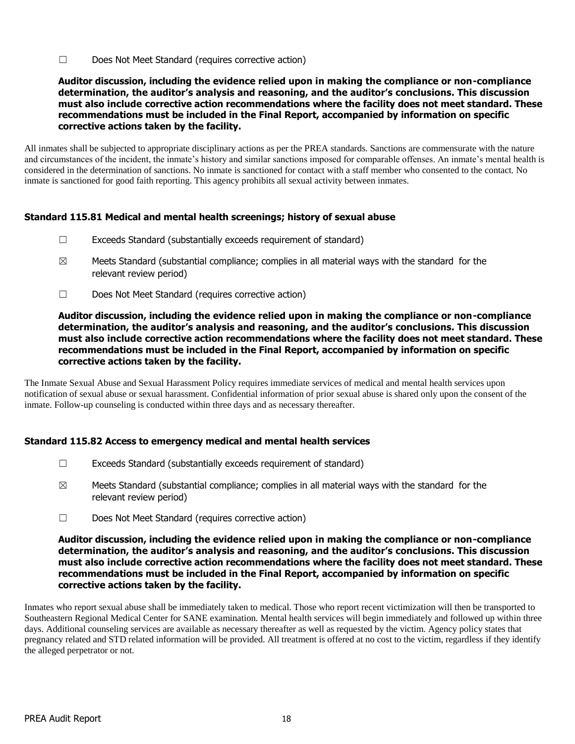☐ Does Not Meet Standard (requires corrective action)

**Auditor discussion, including the evidence relied upon in making the compliance or non-compliance determination, the auditor's analysis and reasoning, and the auditor's conclusions. This discussion must also include corrective action recommendations where the facility does not meet standard. These recommendations must be included in the Final Report, accompanied by information on specific corrective actions taken by the facility.**

All inmates shall be subjected to appropriate disciplinary actions as per the PREA standards. Sanctions are commensurate with the nature and circumstances of the incident, the inmate's history and similar sanctions imposed for comparable offenses. An inmate's mental health is considered in the determination of sanctions. No inmate is sanctioned for contact with a staff member who consented to the contact. No inmate is sanctioned for good faith reporting. This agency prohibits all sexual activity between inmates.

### Standard 115.81 Medical and mental health screenings; history of sexual abuse

☐ Exceeds Standard (substantially exceeds requirement of standard)

☒ Meets Standard (substantial compliance; complies in all material ways with the standard for the relevant review period)

☐ Does Not Meet Standard (requires corrective action)

**Auditor discussion, including the evidence relied upon in making the compliance or non-compliance determination, the auditor's analysis and reasoning, and the auditor's conclusions. This discussion must also include corrective action recommendations where the facility does not meet standard. These recommendations must be included in the Final Report, accompanied by information on specific corrective actions taken by the facility.**

The Inmate Sexual Abuse and Sexual Harassment Policy requires immediate services of medical and mental health services upon notification of sexual abuse or sexual harassment. Confidential information of prior sexual abuse is shared only upon the consent of the inmate. Follow-up counseling is conducted within three days and as necessary thereafter.

### Standard 115.82 Access to emergency medical and mental health services

☐ Exceeds Standard (substantially exceeds requirement of standard)

☒ Meets Standard (substantial compliance; complies in all material ways with the standard for the relevant review period)

☐ Does Not Meet Standard (requires corrective action)

**Auditor discussion, including the evidence relied upon in making the compliance or non-compliance determination, the auditor's analysis and reasoning, and the auditor's conclusions. This discussion must also include corrective action recommendations where the facility does not meet standard. These recommendations must be included in the Final Report, accompanied by information on specific corrective actions taken by the facility.**

Inmates who report sexual abuse shall be immediately taken to medical. Those who report recent victimization will then be transported to Southeastern Regional Medical Center for SANE examination. Mental health services will begin immediately and followed up within three days. Additional counseling services are available as necessary thereafter as well as requested by the victim. Agency policy states that pregnancy related and STD related information will be provided. All treatment is offered at no cost to the victim, regardless if they identify the alleged perpetrator or not.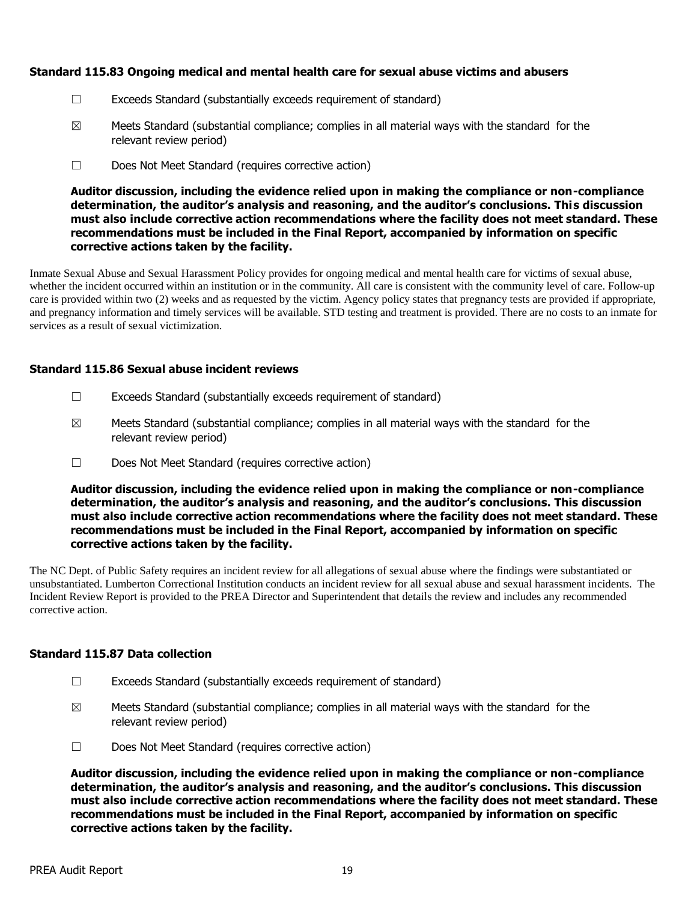### Standard 115.83 Ongoing medical and mental health care for sexual abuse victims and abusers

☐ Exceeds Standard (substantially exceeds requirement of standard)

☒ Meets Standard (substantial compliance; complies in all material ways with the standard for the relevant review period)

☐ Does Not Meet Standard (requires corrective action)

**Auditor discussion, including the evidence relied upon in making the compliance or non-compliance determination, the auditor's analysis and reasoning, and the auditor's conclusions. This discussion must also include corrective action recommendations where the facility does not meet standard. These recommendations must be included in the Final Report, accompanied by information on specific corrective actions taken by the facility.**

Inmate Sexual Abuse and Sexual Harassment Policy provides for ongoing medical and mental health care for victims of sexual abuse, whether the incident occurred within an institution or in the community. All care is consistent with the community level of care. Follow-up care is provided within two (2) weeks and as requested by the victim. Agency policy states that pregnancy tests are provided if appropriate, and pregnancy information and timely services will be available. STD testing and treatment is provided. There are no costs to an inmate for services as a result of sexual victimization.

### Standard 115.86 Sexual abuse incident reviews

☐ Exceeds Standard (substantially exceeds requirement of standard)

☒ Meets Standard (substantial compliance; complies in all material ways with the standard for the relevant review period)

☐ Does Not Meet Standard (requires corrective action)

**Auditor discussion, including the evidence relied upon in making the compliance or non-compliance determination, the auditor's analysis and reasoning, and the auditor's conclusions. This discussion must also include corrective action recommendations where the facility does not meet standard. These recommendations must be included in the Final Report, accompanied by information on specific corrective actions taken by the facility.**

The NC Dept. of Public Safety requires an incident review for all allegations of sexual abuse where the findings were substantiated or unsubstantiated. Lumberton Correctional Institution conducts an incident review for all sexual abuse and sexual harassment incidents. The Incident Review Report is provided to the PREA Director and Superintendent that details the review and includes any recommended corrective action.

### Standard 115.87 Data collection

☐ Exceeds Standard (substantially exceeds requirement of standard)

☒ Meets Standard (substantial compliance; complies in all material ways with the standard for the relevant review period)

☐ Does Not Meet Standard (requires corrective action)

**Auditor discussion, including the evidence relied upon in making the compliance or non-compliance determination, the auditor's analysis and reasoning, and the auditor's conclusions. This discussion must also include corrective action recommendations where the facility does not meet standard. These recommendations must be included in the Final Report, accompanied by information on specific corrective actions taken by the facility.**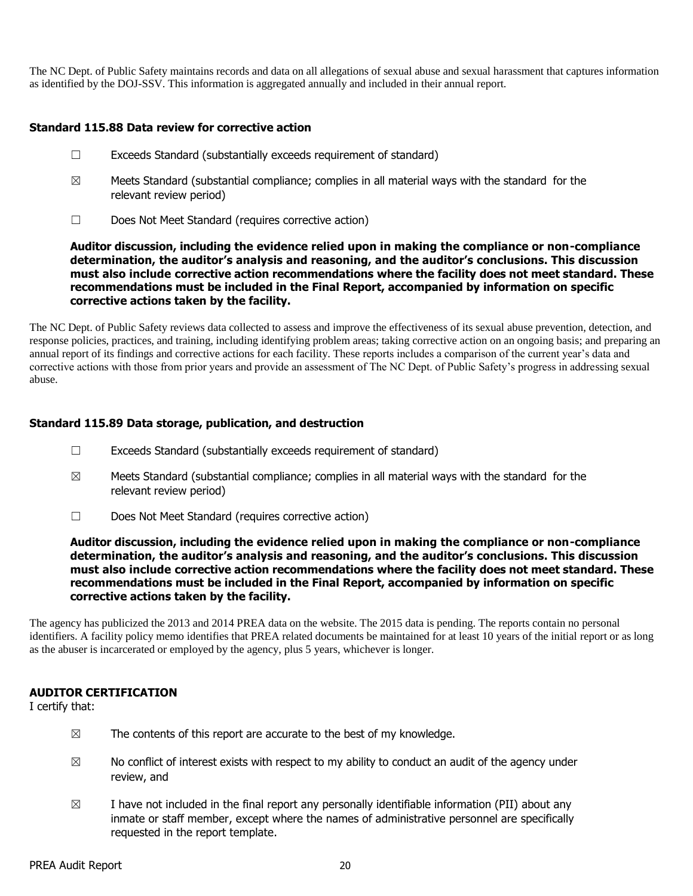The NC Dept. of Public Safety maintains records and data on all allegations of sexual abuse and sexual harassment that captures information as identified by the DOJ-SSV. This information is aggregated annually and included in their annual report.

### Standard 115.88 Data review for corrective action

☐ Exceeds Standard (substantially exceeds requirement of standard)

☒ Meets Standard (substantial compliance; complies in all material ways with the standard for the relevant review period)

☐ Does Not Meet Standard (requires corrective action)

**Auditor discussion, including the evidence relied upon in making the compliance or non-compliance determination, the auditor's analysis and reasoning, and the auditor's conclusions. This discussion must also include corrective action recommendations where the facility does not meet standard. These recommendations must be included in the Final Report, accompanied by information on specific corrective actions taken by the facility.**

The NC Dept. of Public Safety reviews data collected to assess and improve the effectiveness of its sexual abuse prevention, detection, and response policies, practices, and training, including identifying problem areas; taking corrective action on an ongoing basis; and preparing an annual report of its findings and corrective actions for each facility. These reports includes a comparison of the current year's data and corrective actions with those from prior years and provide an assessment of The NC Dept. of Public Safety's progress in addressing sexual abuse.

### Standard 115.89 Data storage, publication, and destruction

☐ Exceeds Standard (substantially exceeds requirement of standard)

☒ Meets Standard (substantial compliance; complies in all material ways with the standard for the relevant review period)

☐ Does Not Meet Standard (requires corrective action)

**Auditor discussion, including the evidence relied upon in making the compliance or non-compliance determination, the auditor's analysis and reasoning, and the auditor's conclusions. This discussion must also include corrective action recommendations where the facility does not meet standard. These recommendations must be included in the Final Report, accompanied by information on specific corrective actions taken by the facility.**

The agency has publicized the 2013 and 2014 PREA data on the website. The 2015 data is pending. The reports contain no personal identifiers. A facility policy memo identifies that PREA related documents be maintained for at least 10 years of the initial report or as long as the abuser is incarcerated or employed by the agency, plus 5 years, whichever is longer.

**AUDITOR CERTIFICATION**

I certify that:

☒ The contents of this report are accurate to the best of my knowledge.

☒ No conflict of interest exists with respect to my ability to conduct an audit of the agency under review, and

☒ I have not included in the final report any personally identifiable information (PII) about any inmate or staff member, except where the names of administrative personnel are specifically requested in the report template.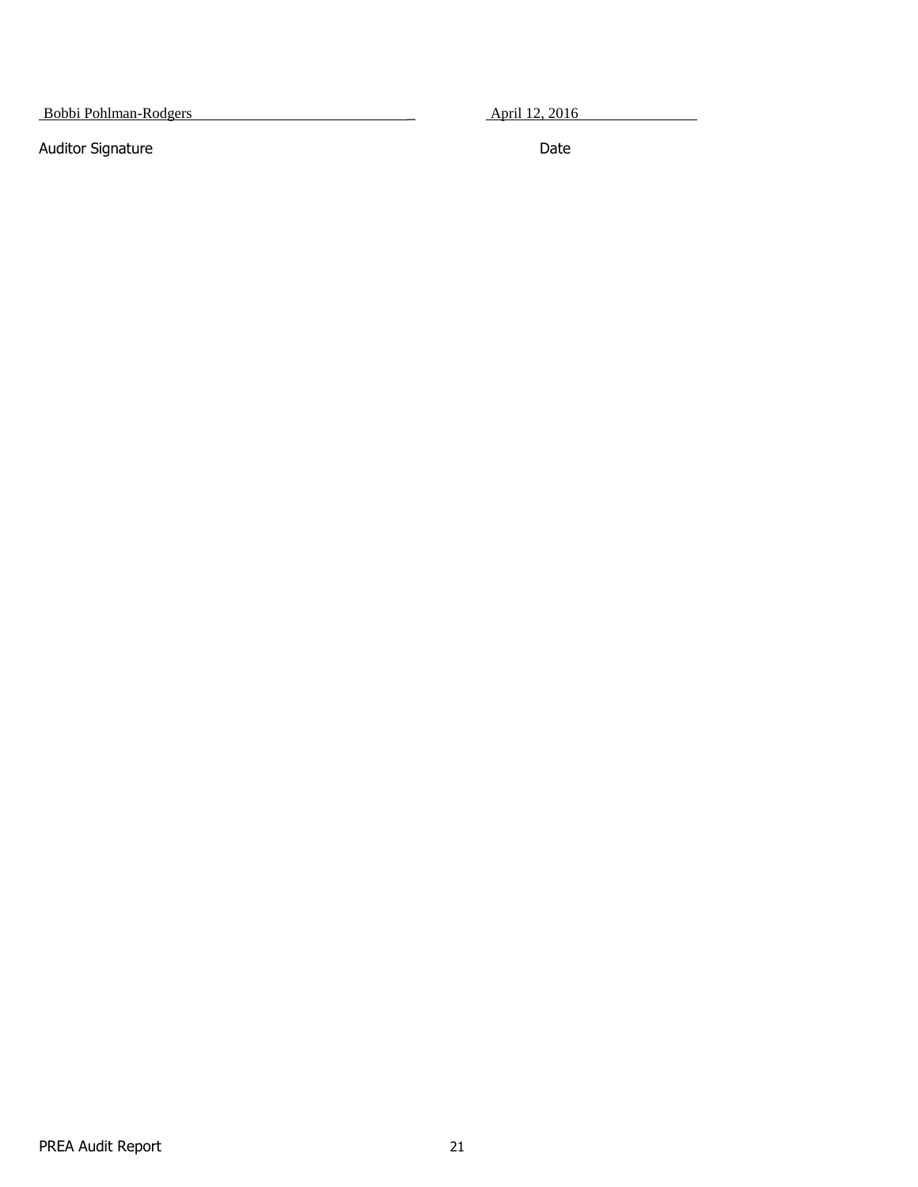Bobbi Pohlman-Rodgers April 12, 2016

Auditor Signature Date